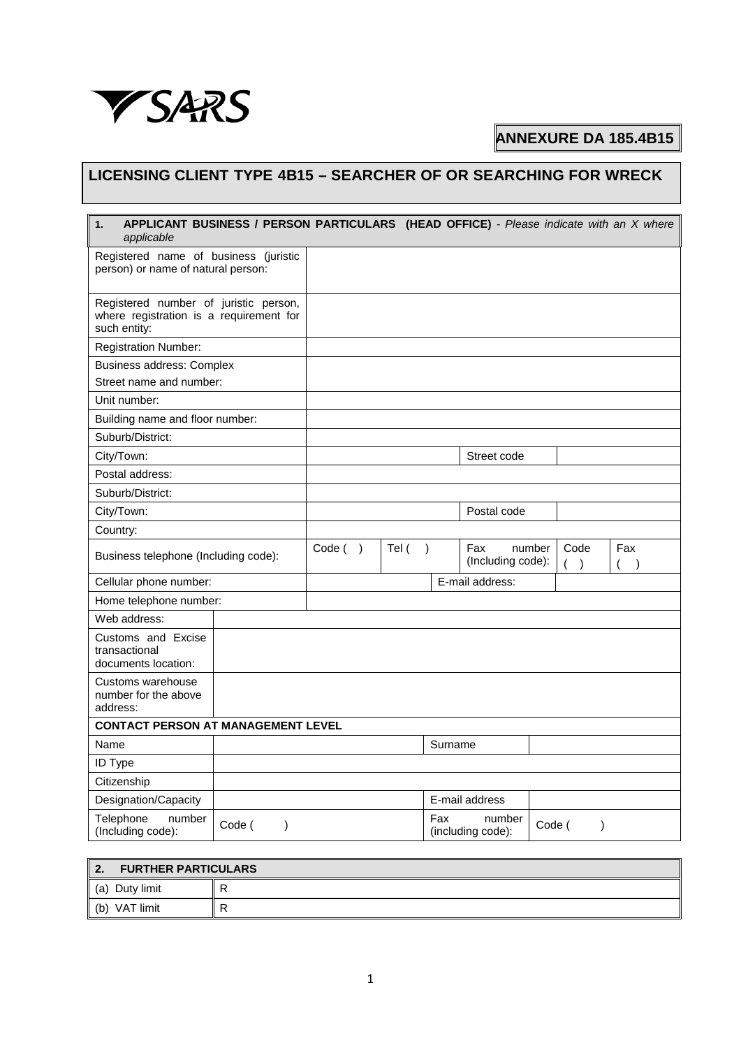SARS

**ANNEXURE DA 185.4B15**

# LICENSING CLIENT TYPE 4B15 – SEARCHER OF OR SEARCHING FOR WRECK

| **1. APPLICANT BUSINESS / PERSON PARTICULARS (HEAD OFFICE)** - *Please indicate with an X where applicable* | | | | | | |
|---|---|---|---|---|---|---|
| Registered name of business (juristic person) or name of natural person: | | | | | | |
| Registered number of juristic person, where registration is a requirement for such entity: | | | | | | |
| Registration Number: | | | | | | |
| Business address: Complex<br>Street name and number: | | | | | | |
| Unit number: | | | | | | |
| Building name and floor number: | | | | | | |
| Suburb/District: | | | | | | |
| City/Town: | | | | Street code | | |
| Postal address: | | | | | | |
| Suburb/District: | | | | | | |
| City/Town: | | | | Postal code | | |
| Country: | | | | | | |
| Business telephone (Including code): | Code ( ) | Tel ( ) | | Fax number (Including code): | Code ( ) | Fax ( ) |
| Cellular phone number: | | | E-mail address: | | | |
| Home telephone number: | | | | | | |
| Web address: | | | | | | |
| Customs and Excise transactional documents location: | | | | | | |
| Customs warehouse number for the above address: | | | | | | |
| **CONTACT PERSON AT MANAGEMENT LEVEL** | | | | | | |
| Name | | | Surname | | | |
| ID Type | | | | | | |
| Citizenship | | | | | | |
| Designation/Capacity | | | E-mail address | | | |
| Telephone number (Including code): | Code ( ) | | Fax number (including code): | Code ( ) | | |

| **2. FURTHER PARTICULARS** | |
|---|---|
| (a) Duty limit | R |
| (b) VAT limit | R |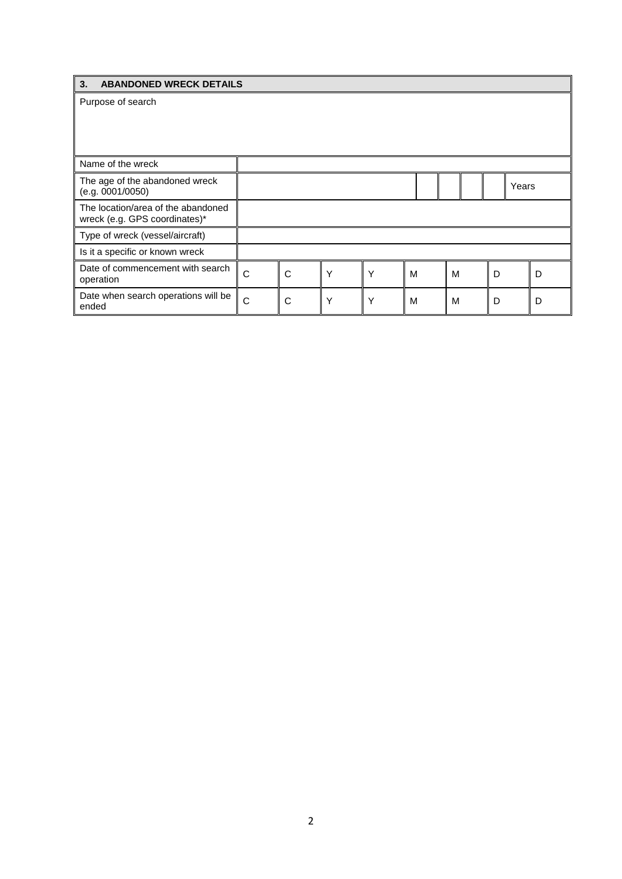| 3. ABANDONED WRECK DETAILS | | | | | | | | |
|---|---|---|---|---|---|---|---|---|
| Purpose of search | | | | | | | | |
| Name of the wreck | | | | | | | | |
| The age of the abandoned wreck (e.g. 0001/0050) | | | | | | | | Years |
| The location/area of the abandoned wreck (e.g. GPS coordinates)* | | | | | | | | |
| Type of wreck (vessel/aircraft) | | | | | | | | |
| Is it a specific or known wreck | | | | | | | | |
| Date of commencement with search operation | C | C | Y | Y | M | M | D | D |
| Date when search operations will be ended | C | C | Y | Y | M | M | D | D |